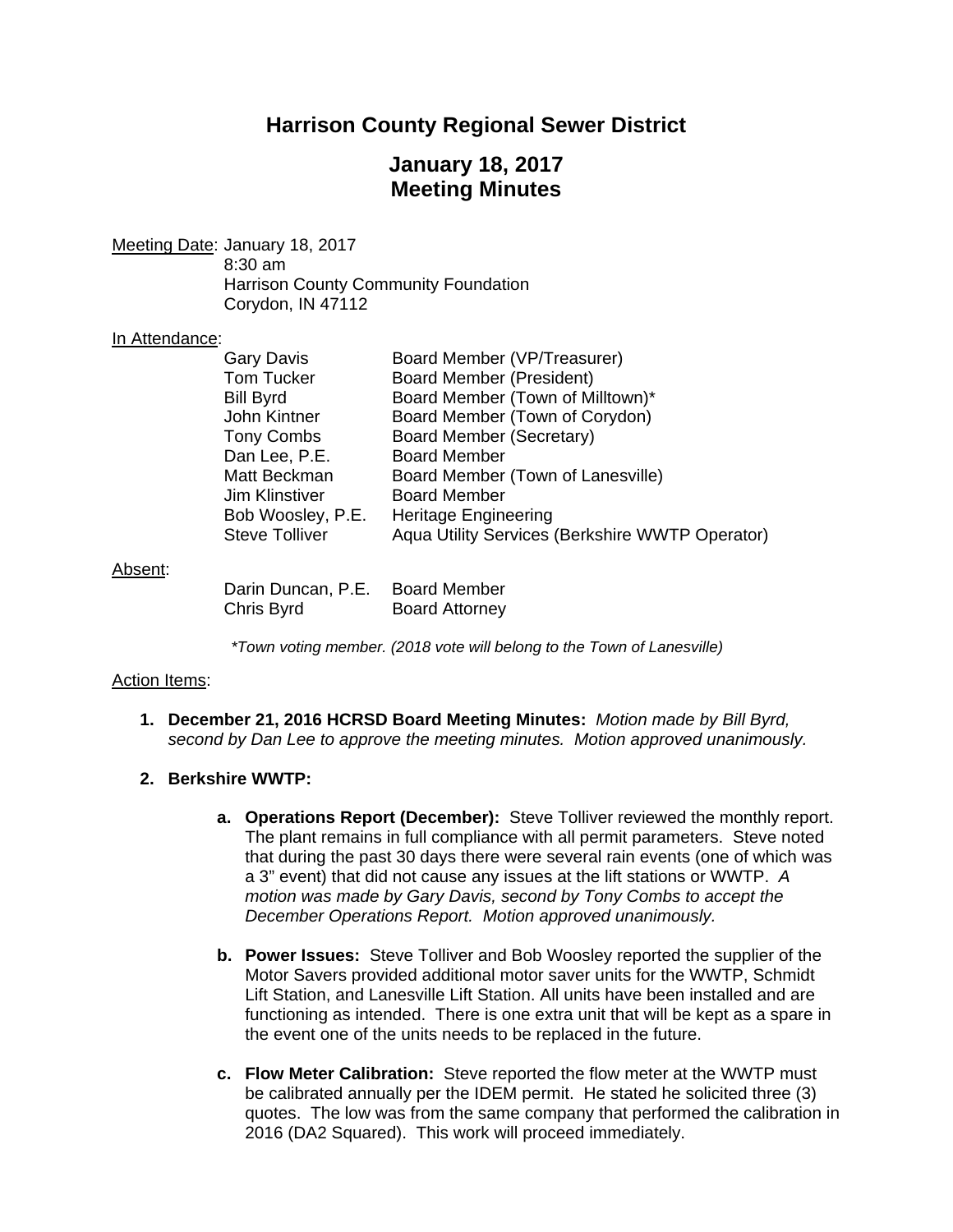# Harrison County Regional Sewer District

## January 18, 2017
## Meeting Minutes

Meeting Date: January 18, 2017
8:30 am
Harrison County Community Foundation
Corydon, IN 47112

In Attendance:

| | |
|---|---|
| Gary Davis | Board Member (VP/Treasurer) |
| Tom Tucker | Board Member (President) |
| Bill Byrd | Board Member (Town of Milltown)* |
| John Kintner | Board Member (Town of Corydon) |
| Tony Combs | Board Member (Secretary) |
| Dan Lee, P.E. | Board Member |
| Matt Beckman | Board Member (Town of Lanesville) |
| Jim Klinstiver | Board Member |
| Bob Woosley, P.E. | Heritage Engineering |
| Steve Tolliver | Aqua Utility Services (Berkshire WWTP Operator) |

Absent:

| | |
|---|---|
| Darin Duncan, P.E. | Board Member |
| Chris Byrd | Board Attorney |

*\*Town voting member. (2018 vote will belong to the Town of Lanesville)*

Action Items:

1. **December 21, 2016 HCRSD Board Meeting Minutes:** *Motion made by Bill Byrd, second by Dan Lee to approve the meeting minutes. Motion approved unanimously.*

2. **Berkshire WWTP:**

   a. **Operations Report (December):** Steve Tolliver reviewed the monthly report. The plant remains in full compliance with all permit parameters. Steve noted that during the past 30 days there were several rain events (one of which was a 3" event) that did not cause any issues at the lift stations or WWTP. *A motion was made by Gary Davis, second by Tony Combs to accept the December Operations Report. Motion approved unanimously.*

   b. **Power Issues:** Steve Tolliver and Bob Woosley reported the supplier of the Motor Savers provided additional motor saver units for the WWTP, Schmidt Lift Station, and Lanesville Lift Station. All units have been installed and are functioning as intended. There is one extra unit that will be kept as a spare in the event one of the units needs to be replaced in the future.

   c. **Flow Meter Calibration:** Steve reported the flow meter at the WWTP must be calibrated annually per the IDEM permit. He stated he solicited three (3) quotes. The low was from the same company that performed the calibration in 2016 (DA2 Squared). This work will proceed immediately.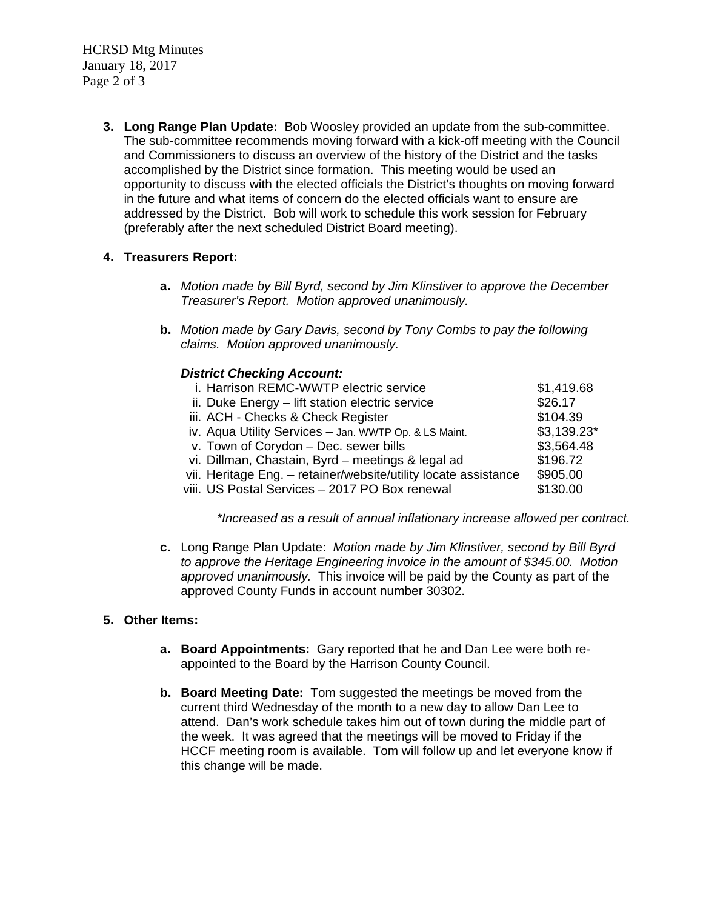3. **Long Range Plan Update:** Bob Woosley provided an update from the sub-committee. The sub-committee recommends moving forward with a kick-off meeting with the Council and Commissioners to discuss an overview of the history of the District and the tasks accomplished by the District since formation. This meeting would be used an opportunity to discuss with the elected officials the District's thoughts on moving forward in the future and what items of concern do the elected officials want to ensure are addressed by the District. Bob will work to schedule this work session for February (preferably after the next scheduled District Board meeting).

4. **Treasurers Report:**

   a. *Motion made by Bill Byrd, second by Jim Klinstiver to approve the December Treasurer's Report. Motion approved unanimously.*

   b. *Motion made by Gary Davis, second by Tony Combs to pay the following claims. Motion approved unanimously.*

   ***District Checking Account:***

   | | |
   |---|---|
   | i. Harrison REMC-WWTP electric service | $1,419.68 |
   | ii. Duke Energy – lift station electric service | $26.17 |
   | iii. ACH - Checks & Check Register | $104.39 |
   | iv. Aqua Utility Services – Jan. WWTP Op. & LS Maint. | $3,139.23* |
   | v. Town of Corydon – Dec. sewer bills | $3,564.48 |
   | vi. Dillman, Chastain, Byrd – meetings & legal ad | $196.72 |
   | vii. Heritage Eng. – retainer/website/utility locate assistance | $905.00 |
   | viii. US Postal Services – 2017 PO Box renewal | $130.00 |

   *\*Increased as a result of annual inflationary increase allowed per contract.*

   c. Long Range Plan Update: *Motion made by Jim Klinstiver, second by Bill Byrd to approve the Heritage Engineering invoice in the amount of $345.00. Motion approved unanimously.* This invoice will be paid by the County as part of the approved County Funds in account number 30302.

5. **Other Items:**

   a. **Board Appointments:** Gary reported that he and Dan Lee were both re-appointed to the Board by the Harrison County Council.

   b. **Board Meeting Date:** Tom suggested the meetings be moved from the current third Wednesday of the month to a new day to allow Dan Lee to attend. Dan's work schedule takes him out of town during the middle part of the week. It was agreed that the meetings will be moved to Friday if the HCCF meeting room is available. Tom will follow up and let everyone know if this change will be made.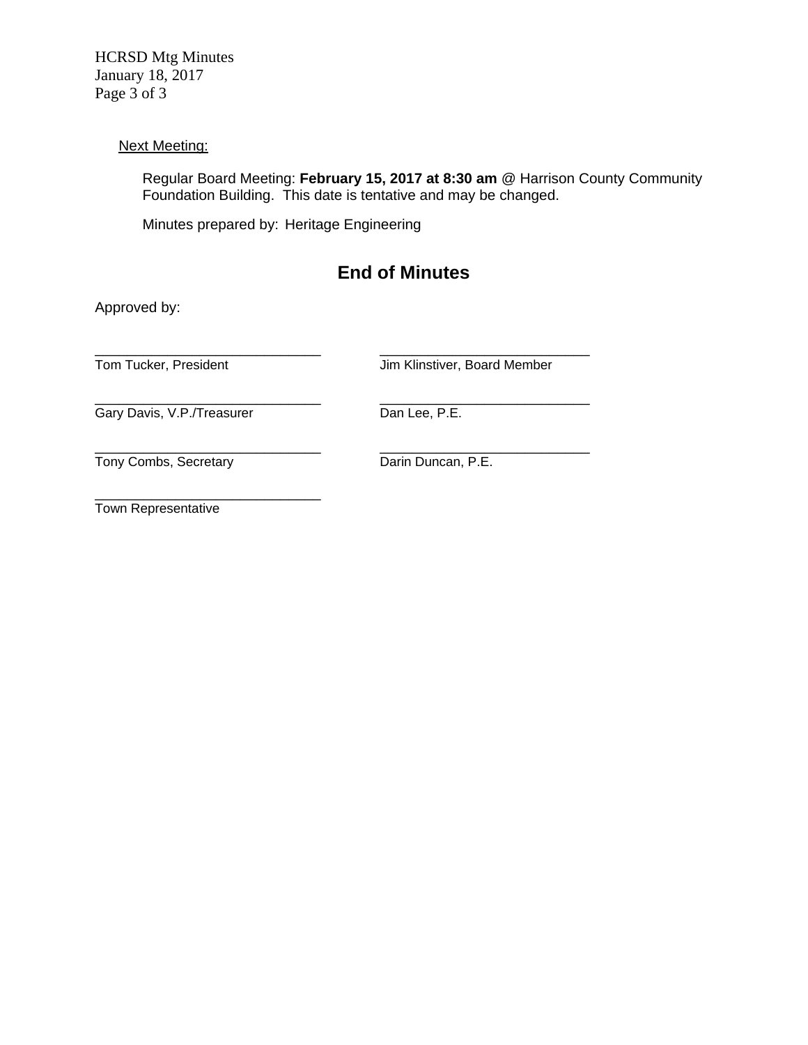Next Meeting:

Regular Board Meeting: **February 15, 2017 at 8:30 am** @ Harrison County Community Foundation Building. This date is tentative and may be changed.

Minutes prepared by: Heritage Engineering

## End of Minutes

Approved by:

| | |
|---|---|
| ____________________________ | ____________________________ |
| Tom Tucker, President | Jim Klinstiver, Board Member |
| ____________________________ | ____________________________ |
| Gary Davis, V.P./Treasurer | Dan Lee, P.E. |
| ____________________________ | ____________________________ |
| Tony Combs, Secretary | Darin Duncan, P.E. |
| ____________________________ | |
| Town Representative | |